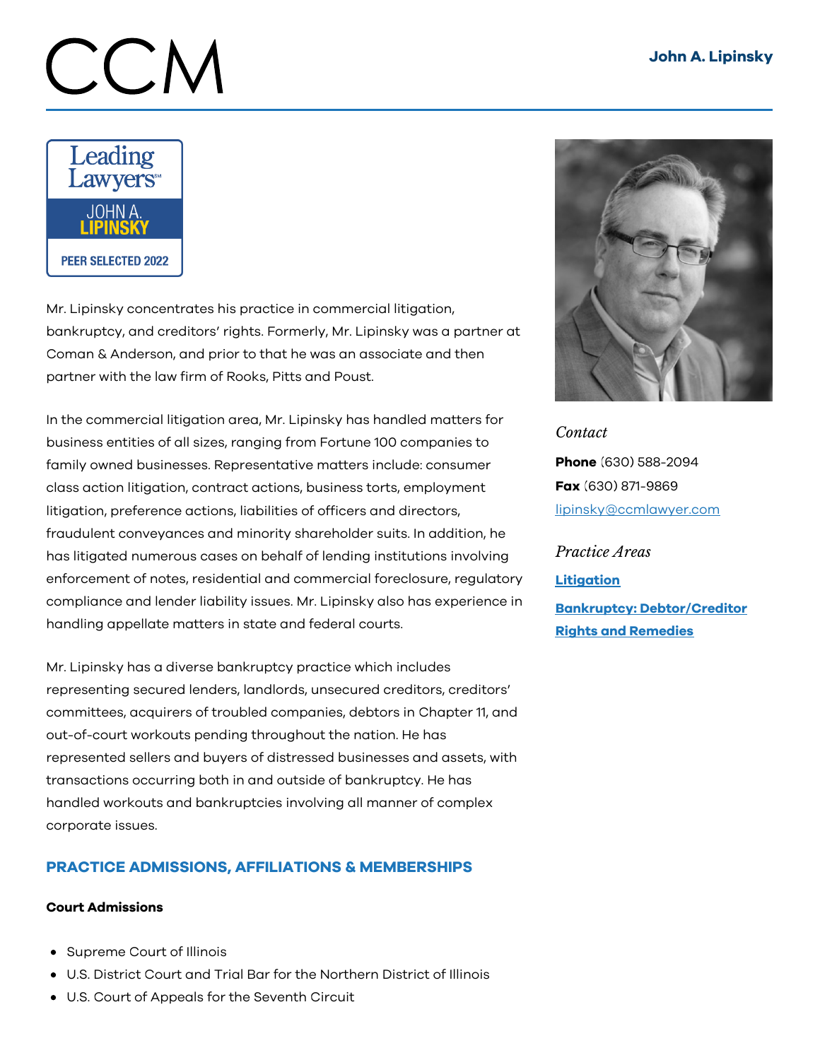# John A. Lipinsky

Leading Lawyers℠
JOHN A. LIPINSKY
PEER SELECTED 2022

Mr. Lipinsky concentrates his practice in commercial litigation, bankruptcy, and creditors' rights. Formerly, Mr. Lipinsky was a partner at Coman & Anderson, and prior to that he was an associate and then partner with the law firm of Rooks, Pitts and Poust.

In the commercial litigation area, Mr. Lipinsky has handled matters for business entities of all sizes, ranging from Fortune 100 companies to family owned businesses. Representative matters include: consumer class action litigation, contract actions, business torts, employment litigation, preference actions, liabilities of officers and directors, fraudulent conveyances and minority shareholder suits. In addition, he has litigated numerous cases on behalf of lending institutions involving enforcement of notes, residential and commercial foreclosure, regulatory compliance and lender liability issues. Mr. Lipinsky also has experience in handling appellate matters in state and federal courts.

Mr. Lipinsky has a diverse bankruptcy practice which includes representing secured lenders, landlords, unsecured creditors, creditors' committees, acquirers of troubled companies, debtors in Chapter 11, and out-of-court workouts pending throughout the nation. He has represented sellers and buyers of distressed businesses and assets, with transactions occurring both in and outside of bankruptcy. He has handled workouts and bankruptcies involving all manner of complex corporate issues.

*Contact*

**Phone** (630) 588-2094
**Fax** (630) 871-9869
lipinsky@ccmlawyer.com

*Practice Areas*

**Litigation**
**Bankruptcy: Debtor/Creditor Rights and Remedies**

## PRACTICE ADMISSIONS, AFFILIATIONS & MEMBERSHIPS

**Court Admissions**

- Supreme Court of Illinois
- U.S. District Court and Trial Bar for the Northern District of Illinois
- U.S. Court of Appeals for the Seventh Circuit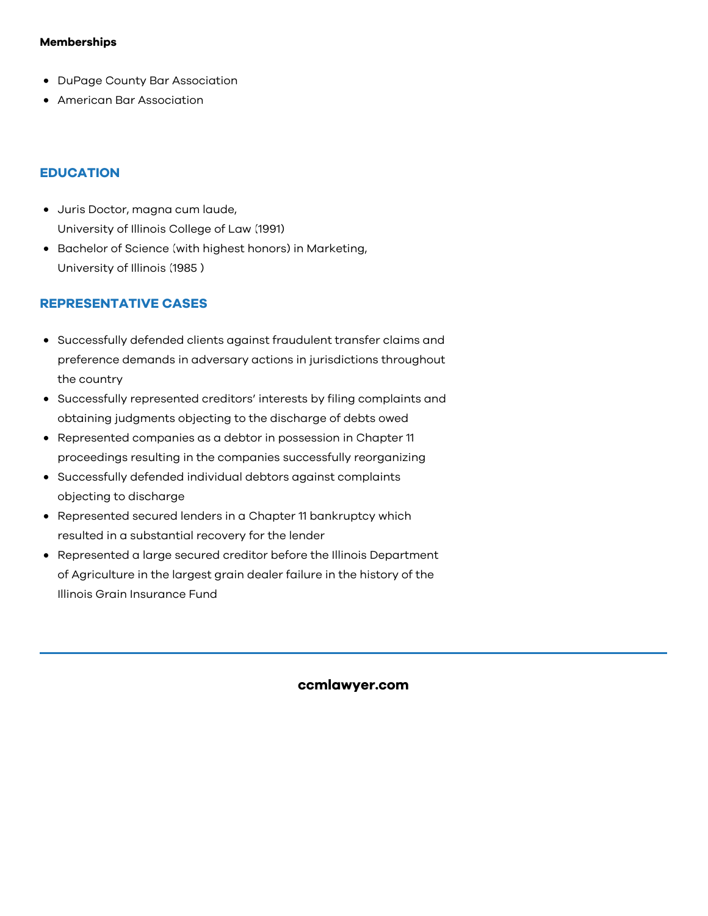**Memberships**

- DuPage County Bar Association
- American Bar Association

## EDUCATION

- Juris Doctor, magna cum laude,
  University of Illinois College of Law (1991)
- Bachelor of Science (with highest honors) in Marketing,
  University of Illinois (1985 )

## REPRESENTATIVE CASES

- Successfully defended clients against fraudulent transfer claims and preference demands in adversary actions in jurisdictions throughout the country
- Successfully represented creditors' interests by filing complaints and obtaining judgments objecting to the discharge of debts owed
- Represented companies as a debtor in possession in Chapter 11 proceedings resulting in the companies successfully reorganizing
- Successfully defended individual debtors against complaints objecting to discharge
- Represented secured lenders in a Chapter 11 bankruptcy which resulted in a substantial recovery for the lender
- Represented a large secured creditor before the Illinois Department of Agriculture in the largest grain dealer failure in the history of the Illinois Grain Insurance Fund

---

**ccmlawyer.com**